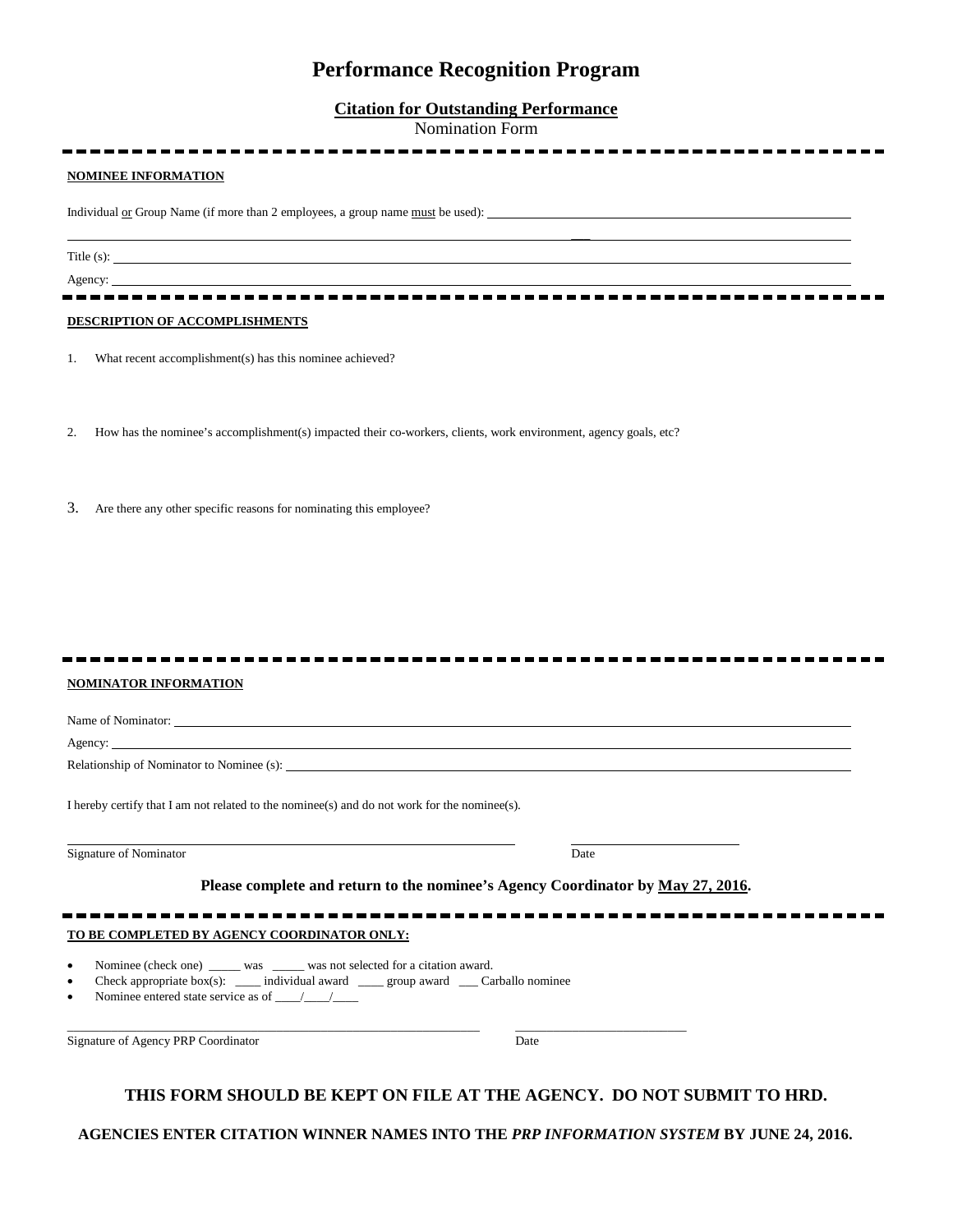# Performance Recognition Program

## Citation for Outstanding Performance

Nomination Form

---

**NOMINEE INFORMATION**

Individual or Group Name (if more than 2 employees, a group name must be used): ______________________________

Title (s): ______________________________

Agency: ______________________________

---

**DESCRIPTION OF ACCOMPLISHMENTS**

1. What recent accomplishment(s) has this nominee achieved?

2. How has the nominee's accomplishment(s) impacted their co-workers, clients, work environment, agency goals, etc?

3. Are there any other specific reasons for nominating this employee?

---

**NOMINATOR INFORMATION**

Name of Nominator: ______________________________

Agency: ______________________________

Relationship of Nominator to Nominee (s): ______________________________

I hereby certify that I am not related to the nominee(s) and do not work for the nominee(s).

______________________________ Signature of Nominator

______________ Date

**Please complete and return to the nominee's Agency Coordinator by May 27, 2016.**

---

**TO BE COMPLETED BY AGENCY COORDINATOR ONLY:**

- Nominee (check one) _____ was _____ was not selected for a citation award.
- Check appropriate box(s): ____ individual award ____ group award ___ Carballo nominee
- Nominee entered state service as of ____/____/____

______________________________ Signature of Agency PRP Coordinator

______________ Date

**THIS FORM SHOULD BE KEPT ON FILE AT THE AGENCY. DO NOT SUBMIT TO HRD.**

**AGENCIES ENTER CITATION WINNER NAMES INTO THE *PRP INFORMATION SYSTEM* BY JUNE 24, 2016.**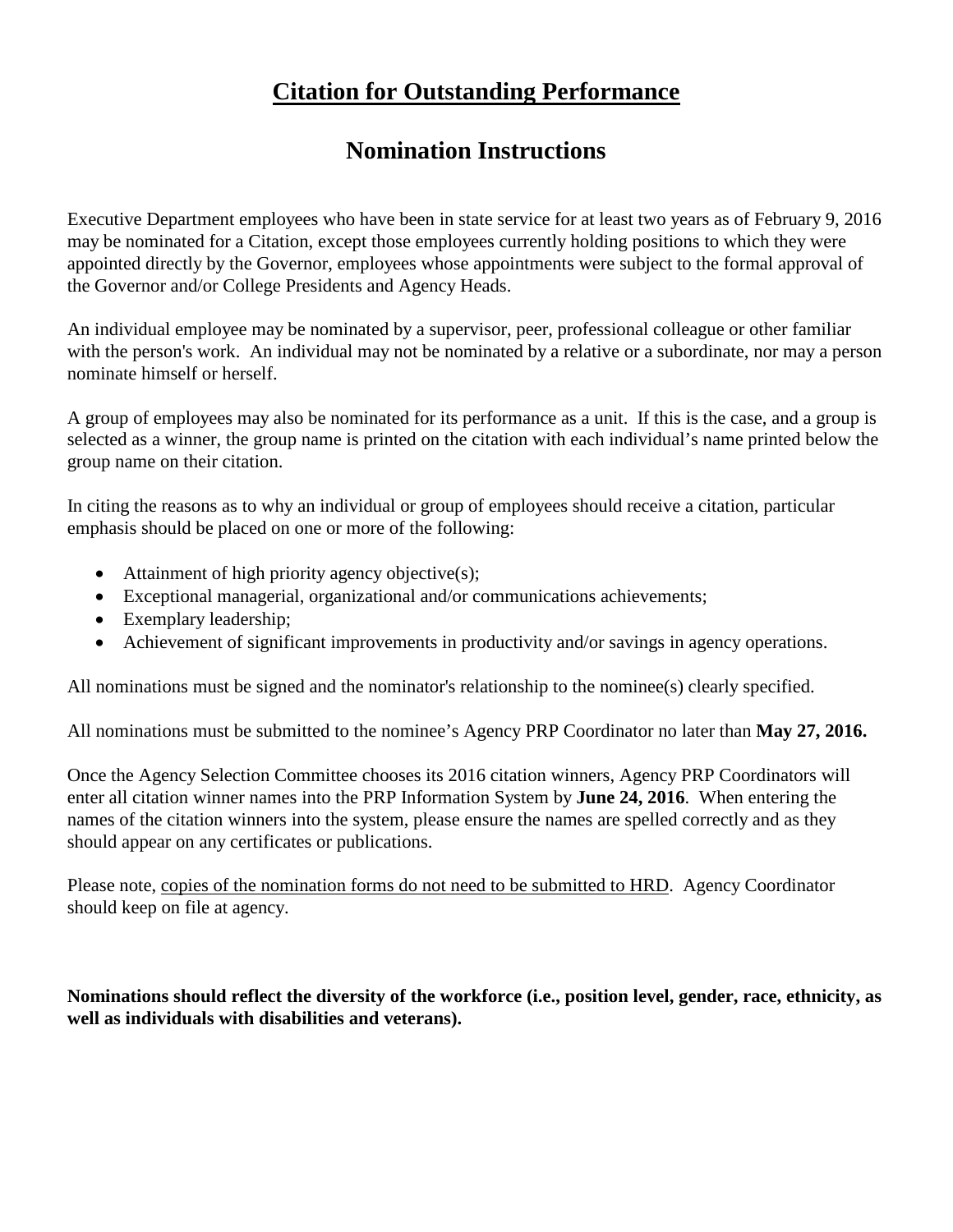# Citation for Outstanding Performance

## Nomination Instructions

Executive Department employees who have been in state service for at least two years as of February 9, 2016 may be nominated for a Citation, except those employees currently holding positions to which they were appointed directly by the Governor, employees whose appointments were subject to the formal approval of the Governor and/or College Presidents and Agency Heads.

An individual employee may be nominated by a supervisor, peer, professional colleague or other familiar with the person's work. An individual may not be nominated by a relative or a subordinate, nor may a person nominate himself or herself.

A group of employees may also be nominated for its performance as a unit. If this is the case, and a group is selected as a winner, the group name is printed on the citation with each individual's name printed below the group name on their citation.

In citing the reasons as to why an individual or group of employees should receive a citation, particular emphasis should be placed on one or more of the following:

- Attainment of high priority agency objective(s);
- Exceptional managerial, organizational and/or communications achievements;
- Exemplary leadership;
- Achievement of significant improvements in productivity and/or savings in agency operations.

All nominations must be signed and the nominator's relationship to the nominee(s) clearly specified.

All nominations must be submitted to the nominee's Agency PRP Coordinator no later than **May 27, 2016.**

Once the Agency Selection Committee chooses its 2016 citation winners, Agency PRP Coordinators will enter all citation winner names into the PRP Information System by **June 24, 2016**. When entering the names of the citation winners into the system, please ensure the names are spelled correctly and as they should appear on any certificates or publications.

Please note, copies of the nomination forms do not need to be submitted to HRD. Agency Coordinator should keep on file at agency.

**Nominations should reflect the diversity of the workforce (i.e., position level, gender, race, ethnicity, as well as individuals with disabilities and veterans).**